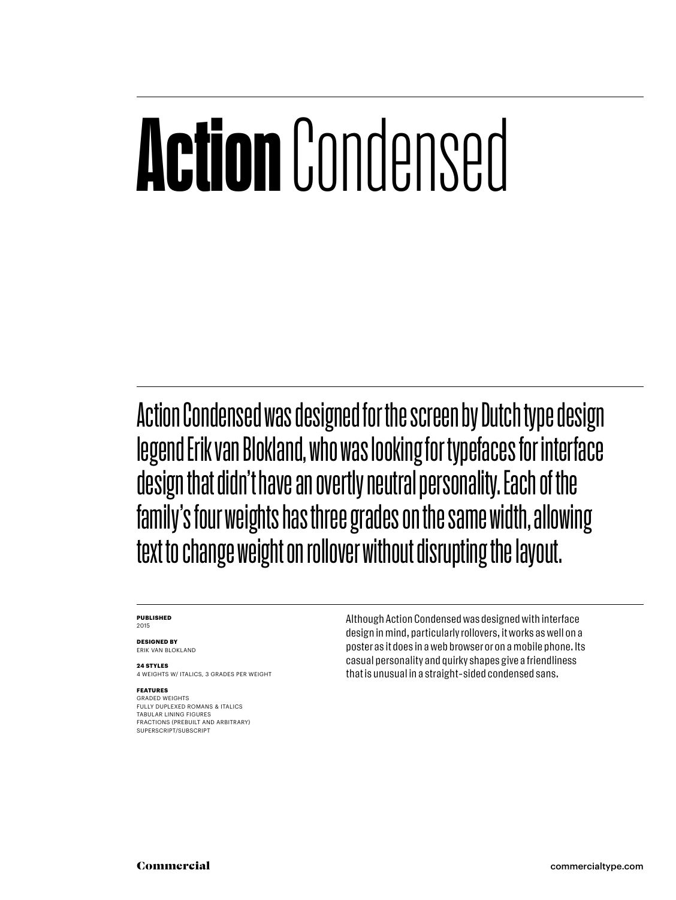# **Action** Condensed

Action Condensed was designed for the screen by Dutch type design legend Erik van Blokland, who was looking for typefaces for interface design that didn't have an overtly neutral personality. Each of the family's four weights has three grades on the same width, allowing text to change weight on rollover without disrupting the layout.

**PUBLISHED**
2015

**DESIGNED BY**
ERIK VAN BLOKLAND

**24 STYLES**
4 WEIGHTS W/ ITALICS, 3 GRADES PER WEIGHT

**FEATURES**
GRADED WEIGHTS
FULLY DUPLEXED ROMANS & ITALICS
TABULAR LINING FIGURES
FRACTIONS (PREBUILT AND ARBITRARY)
SUPERSCRIPT/SUBSCRIPT

Although Action Condensed was designed with interface design in mind, particularly rollovers, it works as well on a poster as it does in a web browser or on a mobile phone. Its casual personality and quirky shapes give a friendliness that is unusual in a straight-sided condensed sans.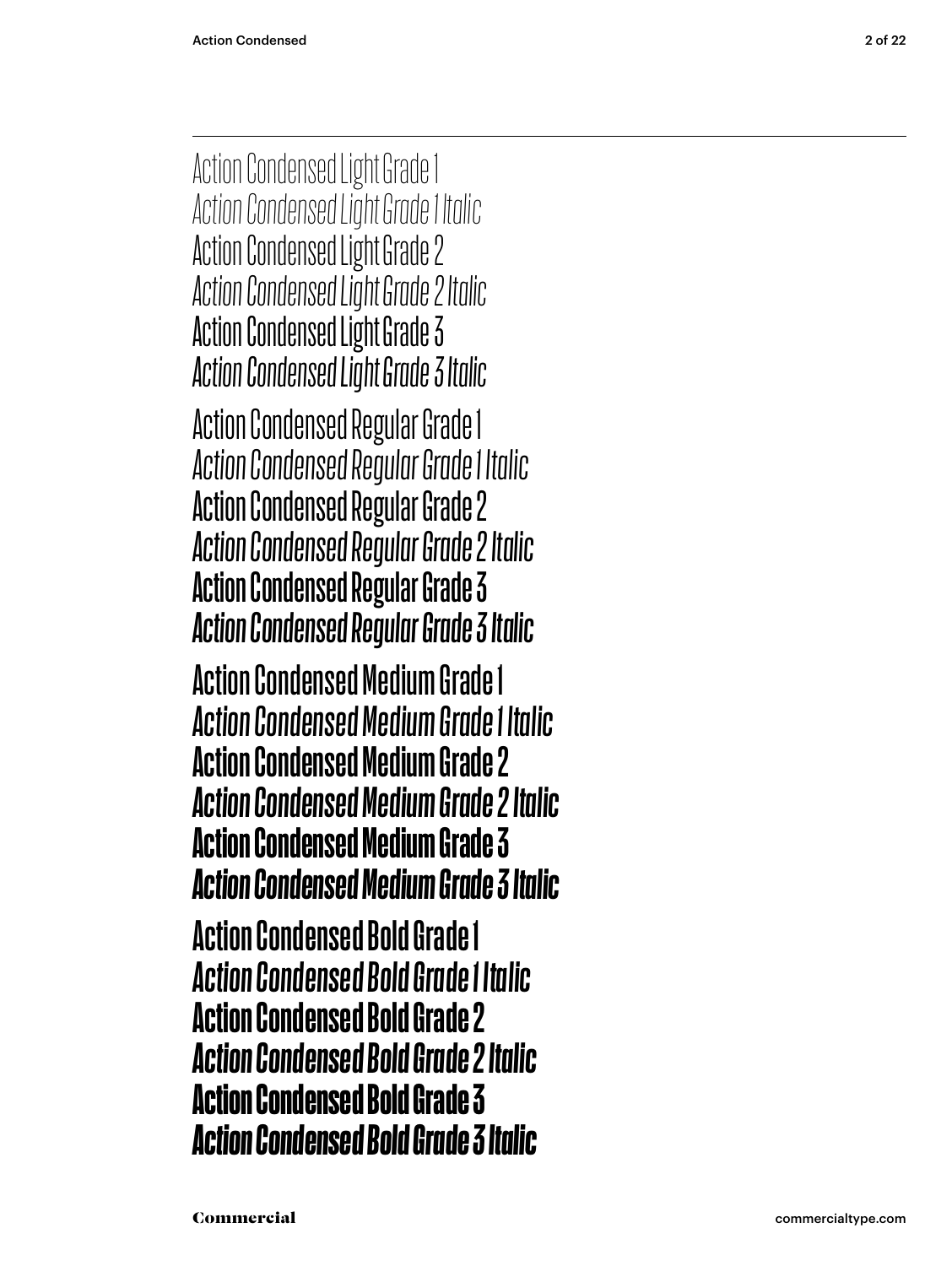Action Condensed Light Grade 1
*Action Condensed Light Grade 1 Italic*
Action Condensed Light Grade 2
*Action Condensed Light Grade 2 Italic*
Action Condensed Light Grade 3
*Action Condensed Light Grade 3 Italic*

Action Condensed Regular Grade 1
*Action Condensed Regular Grade 1 Italic*
Action Condensed Regular Grade 2
*Action Condensed Regular Grade 2 Italic*
**Action Condensed Regular Grade 3**
***Action Condensed Regular Grade 3 Italic***

Action Condensed Medium Grade 1
*Action Condensed Medium Grade 1 Italic*
**Action Condensed Medium Grade 2**
***Action Condensed Medium Grade 2 Italic***
**Action Condensed Medium Grade 3**
***Action Condensed Medium Grade 3 Italic***

**Action Condensed Bold Grade 1**
***Action Condensed Bold Grade 1 Italic***
**Action Condensed Bold Grade 2**
***Action Condensed Bold Grade 2 Italic***
**Action Condensed Bold Grade 3**
***Action Condensed Bold Grade 3 Italic***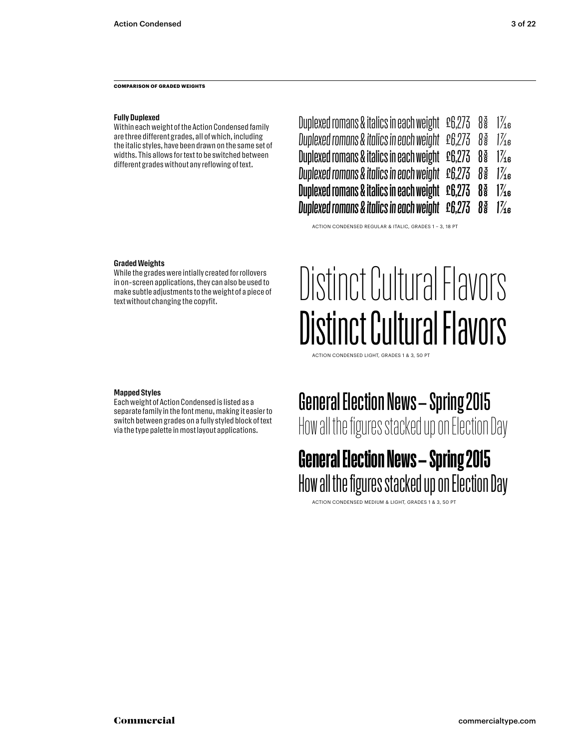**COMPARISON OF GRADED WEIGHTS**

**Fully Duplexed**
Within each weight of the Action Condensed family are three different grades, all of which, including the italic styles, have been drawn on the same set of widths. This allows for text to be switched between different grades without any reflowing of text.

Duplexed romans & italics in each weight £6,273 8⅜ 1⁷⁄₁₆
*Duplexed romans & italics in each weight £6,273 8⅜ 1⁷⁄₁₆*
Duplexed romans & italics in each weight £6,273 8⅜ 1⁷⁄₁₆
*Duplexed romans & italics in each weight £6,273 8⅜ 1⁷⁄₁₆*
**Duplexed romans & italics in each weight £6,273 8⅜ 1⁷⁄₁₆**
***Duplexed romans & italics in each weight £6,273 8⅜ 1⁷⁄₁₆***

ACTION CONDENSED REGULAR & ITALIC, GRADES 1 – 3, 18 PT

**Graded Weights**
While the grades were intially created for rollovers in on-screen applications, they can also be used to make subtle adjustments to the weight of a piece of text without changing the copyfit.

Distinct Cultural Flavors
Distinct Cultural Flavors

ACTION CONDENSED LIGHT, GRADES 1 & 3, 50 PT

**Mapped Styles**
Each weight of Action Condensed is listed as a separate family in the font menu, making it easier to switch between grades on a fully styled block of text via the type palette in most layout applications.

General Election News – Spring 2015
How all the figures stacked up on Election Day

**General Election News – Spring 2015**
How all the figures stacked up on Election Day

ACTION CONDENSED MEDIUM & LIGHT, GRADES 1 & 3, 50 PT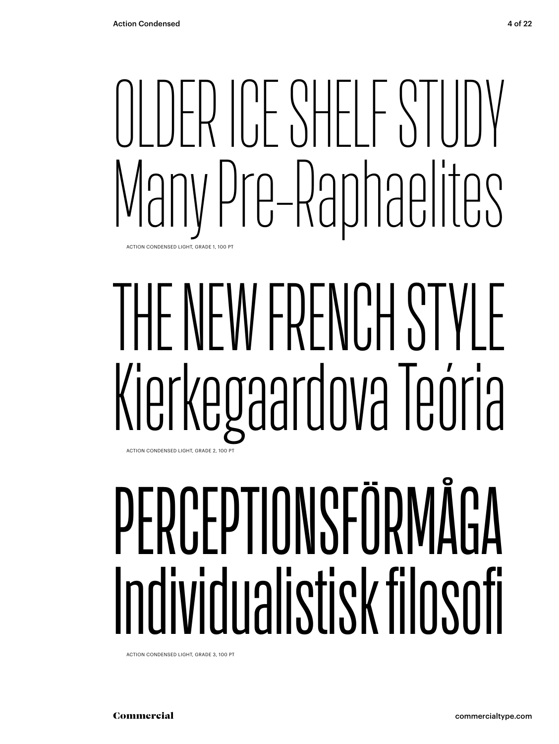OLDER ICE SHELF STUDY
Many Pre-Raphaelites

ACTION CONDENSED LIGHT, GRADE 1, 100 PT

THE NEW FRENCH STYLE
Kierkegaardova Teória

ACTION CONDENSED LIGHT, GRADE 2, 100 PT

PERCEPTIONSFÖRMÅGA
Individualistisk filosofi

ACTION CONDENSED LIGHT, GRADE 3, 100 PT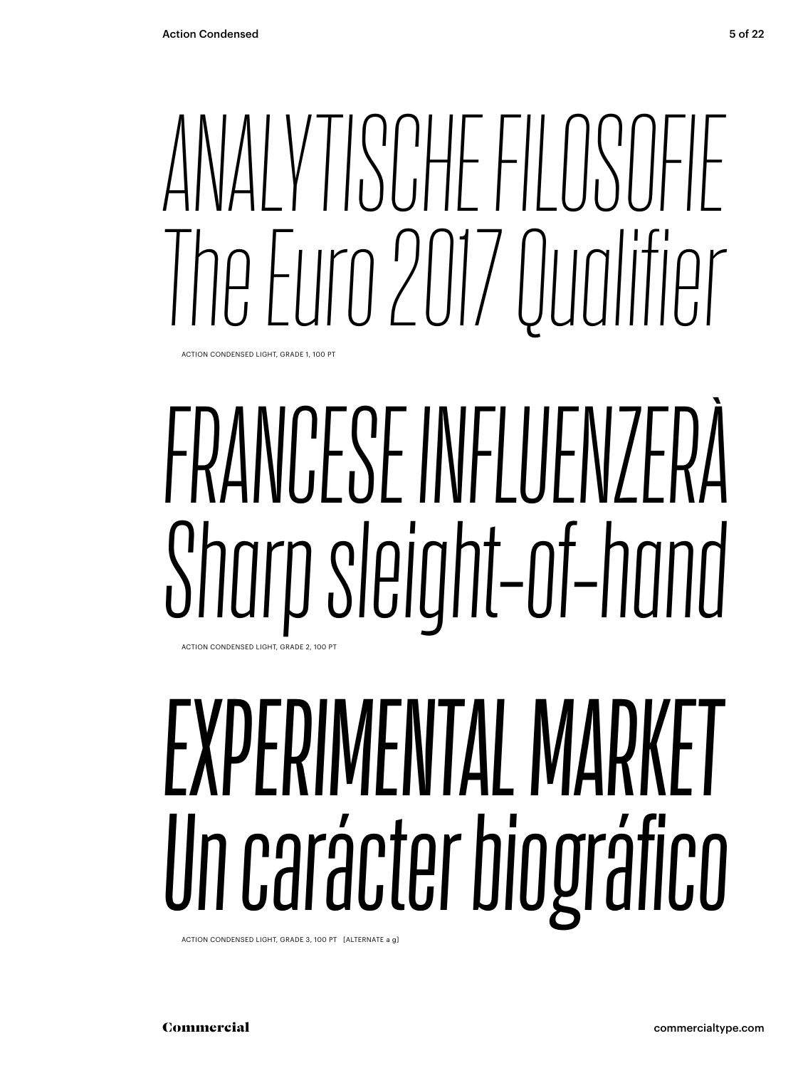*ANALYTISCHE FILOSOFIE*
*The Euro 2017 Qualifier*

ACTION CONDENSED LIGHT, GRADE 1, 100 PT

*FRANCESE INFLUENZERÀ*
*Sharp sleight-of-hand*

ACTION CONDENSED LIGHT, GRADE 2, 100 PT

*EXPERIMENTAL MARKET*
*Un carácter biográfico*

ACTION CONDENSED LIGHT, GRADE 3, 100 PT [ALTERNATE a g]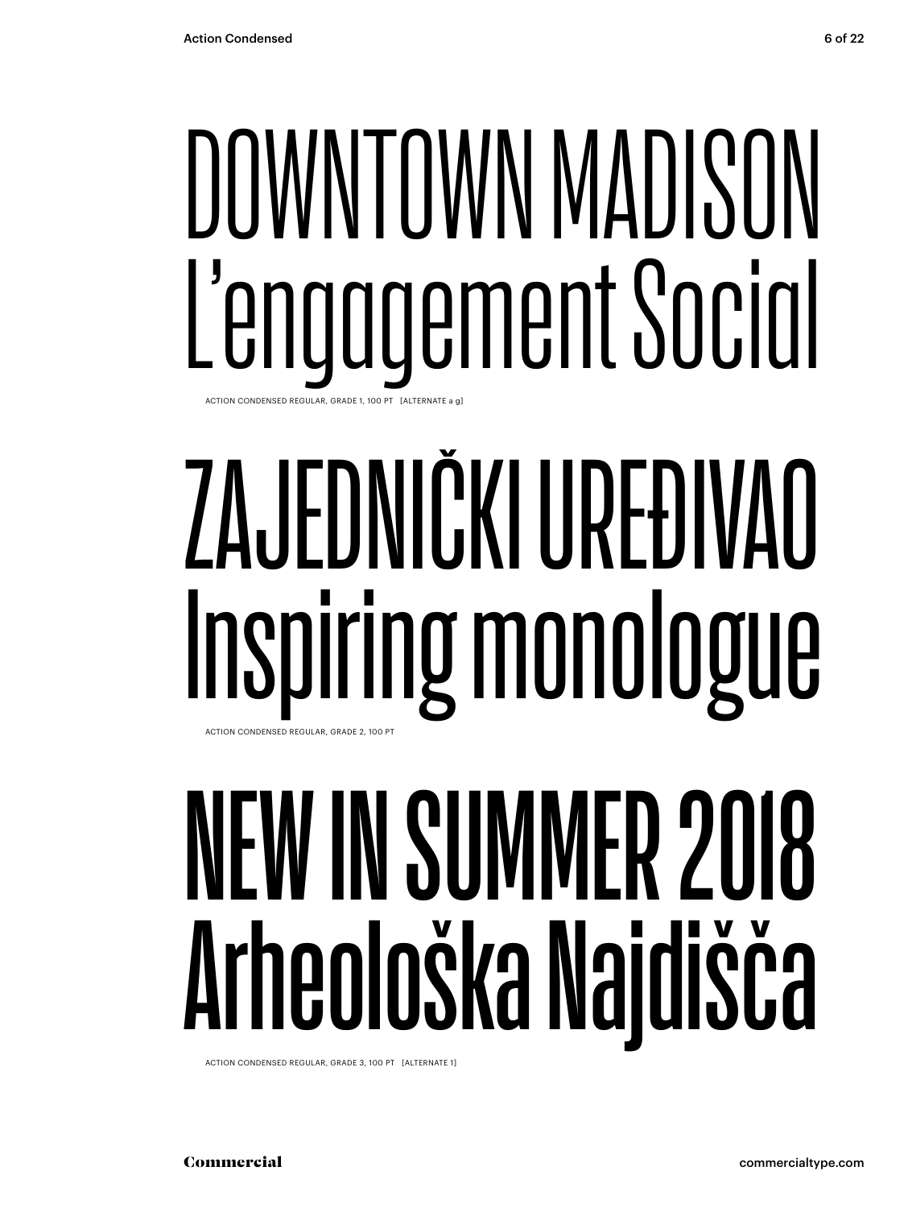DOWNTOWN MADISON
L'engagement Social

ACTION CONDENSED REGULAR, GRADE 1, 100 PT [ALTERNATE a g]

ZAJEDNIČKI UREĐIVAO
Inspiring monologue

ACTION CONDENSED REGULAR, GRADE 2, 100 PT

NEW IN SUMMER 2018
Arheološka Najdišča

ACTION CONDENSED REGULAR, GRADE 3, 100 PT [ALTERNATE 1]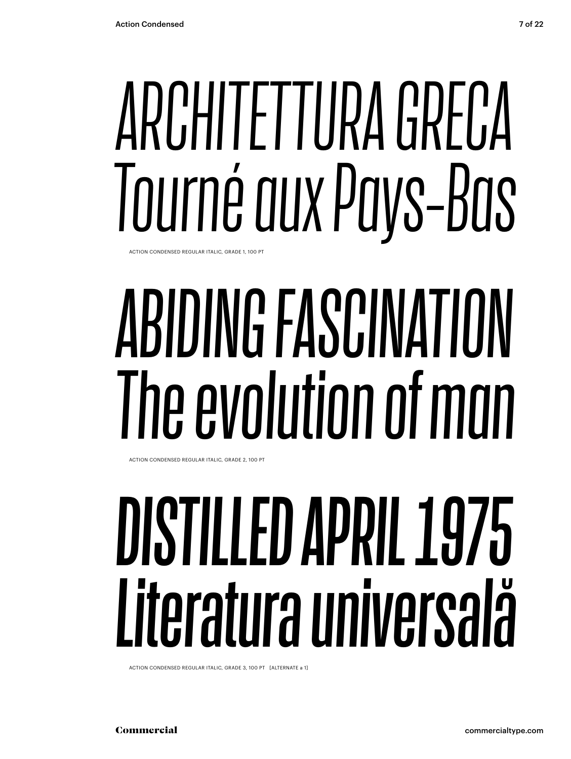*ARCHITETTURA GRECA*
*Tourné aux Pays-Bas*

ACTION CONDENSED REGULAR ITALIC, GRADE 1, 100 PT

*ABIDING FASCINATION*
*The evolution of man*

ACTION CONDENSED REGULAR ITALIC, GRADE 2, 100 PT

*DISTILLED APRIL 1975*
*Literatura universală*

ACTION CONDENSED REGULAR ITALIC, GRADE 3, 100 PT [ALTERNATE a 1]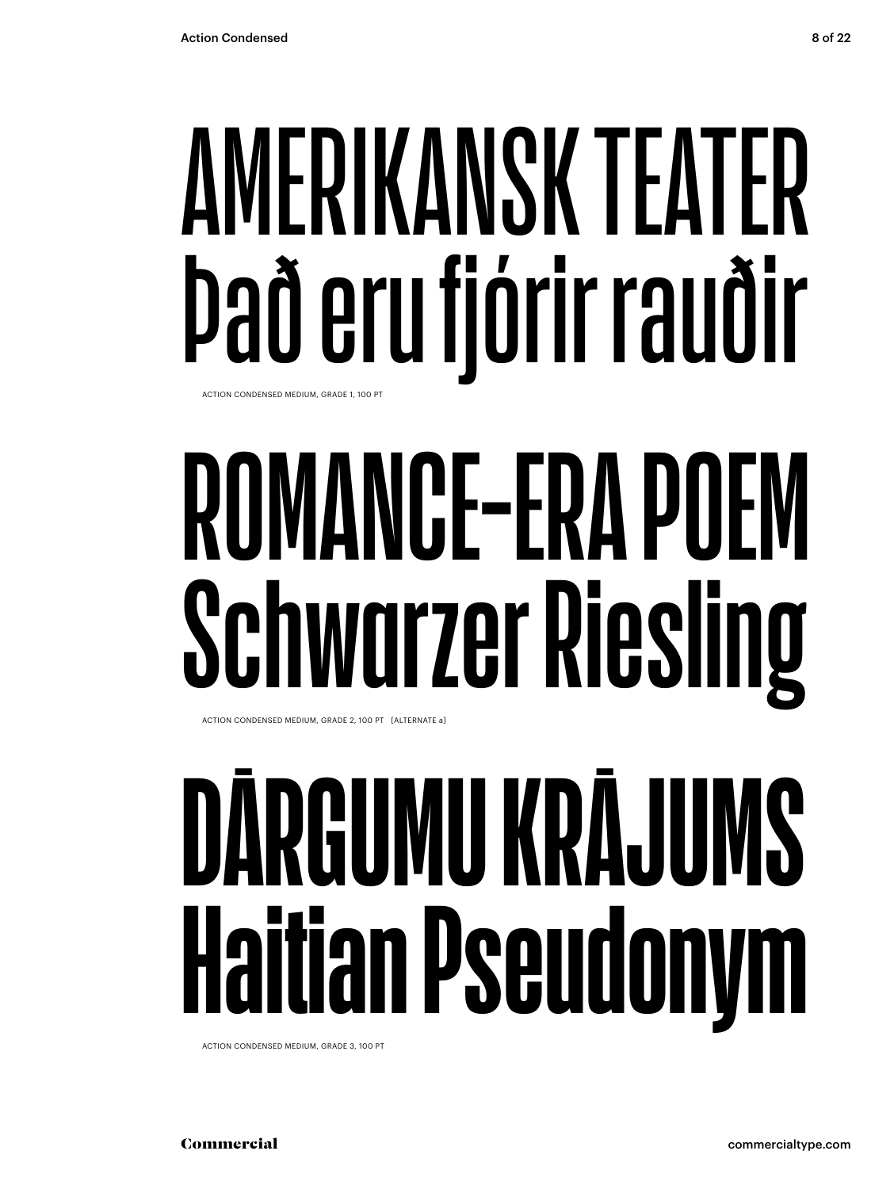AMERIKANSK TEATER
Það eru fjórir rauðir

ACTION CONDENSED MEDIUM, GRADE 1, 100 PT

ROMANCE–ERA POEM
Schwarzer Riesling

ACTION CONDENSED MEDIUM, GRADE 2, 100 PT [ALTERNATE a]

DĀRGUMU KRĀJUMS
Haitian Pseudonym

ACTION CONDENSED MEDIUM, GRADE 3, 100 PT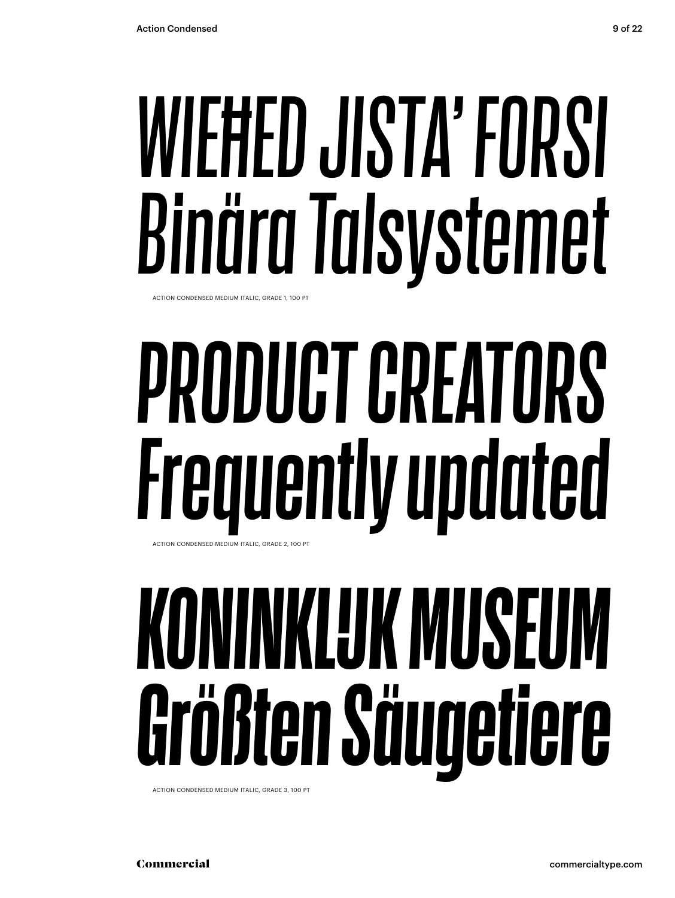# WIEĦED JISTA' FORSI Binära Talsystemet

ACTION CONDENSED MEDIUM ITALIC, GRADE 1, 100 PT

# PRODUCT CREATORS Frequently updated

ACTION CONDENSED MEDIUM ITALIC, GRADE 2, 100 PT

# KONINKLIJK MUSEUM Größten Säugetiere

ACTION CONDENSED MEDIUM ITALIC, GRADE 3, 100 PT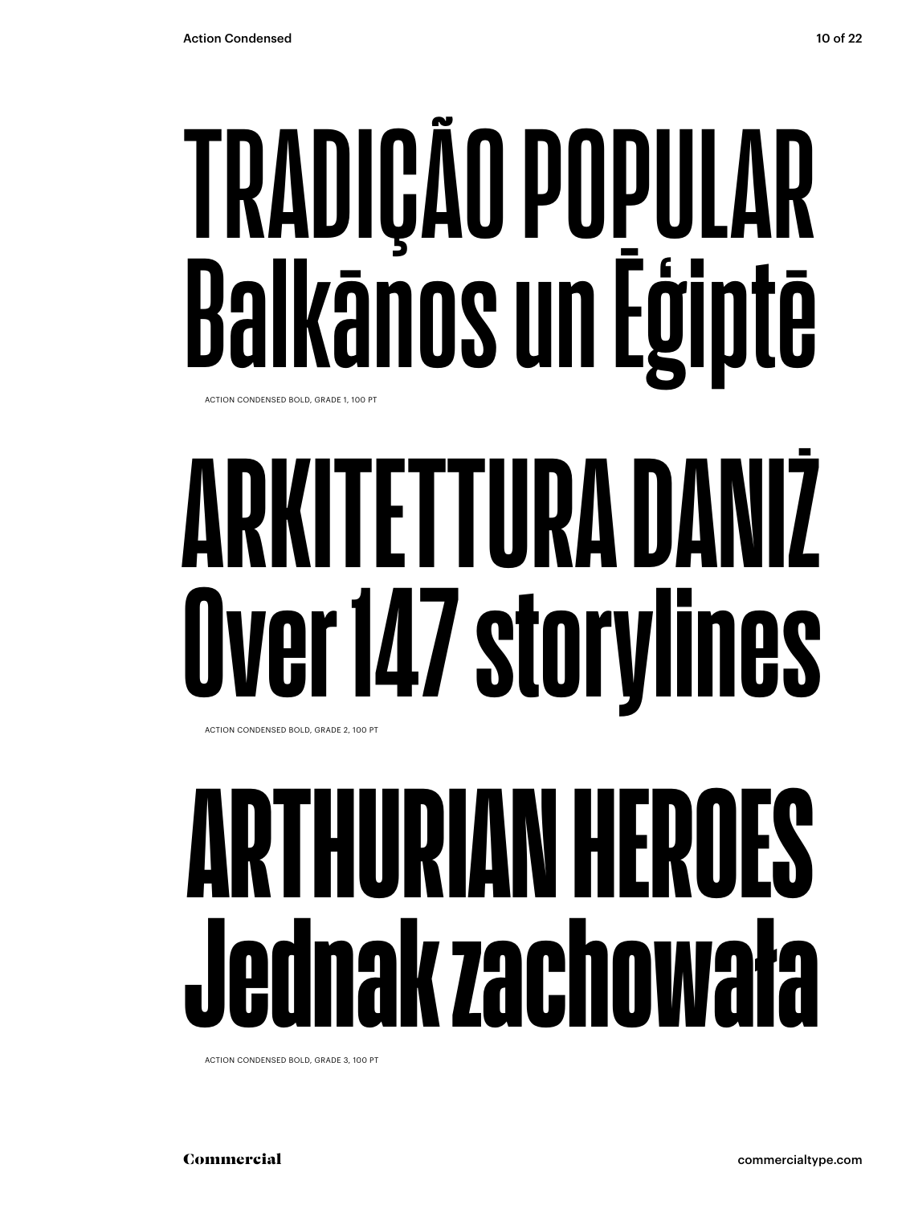TRADIÇÃO POPULAR
Balkānos un Ėģiptē

ACTION CONDENSED BOLD, GRADE 1, 100 PT

ARKITETTURA DANIŻ
Over 147 storylines

ACTION CONDENSED BOLD, GRADE 2, 100 PT

ARTHURIAN HEROES
Jednak zachowała

ACTION CONDENSED BOLD, GRADE 3, 100 PT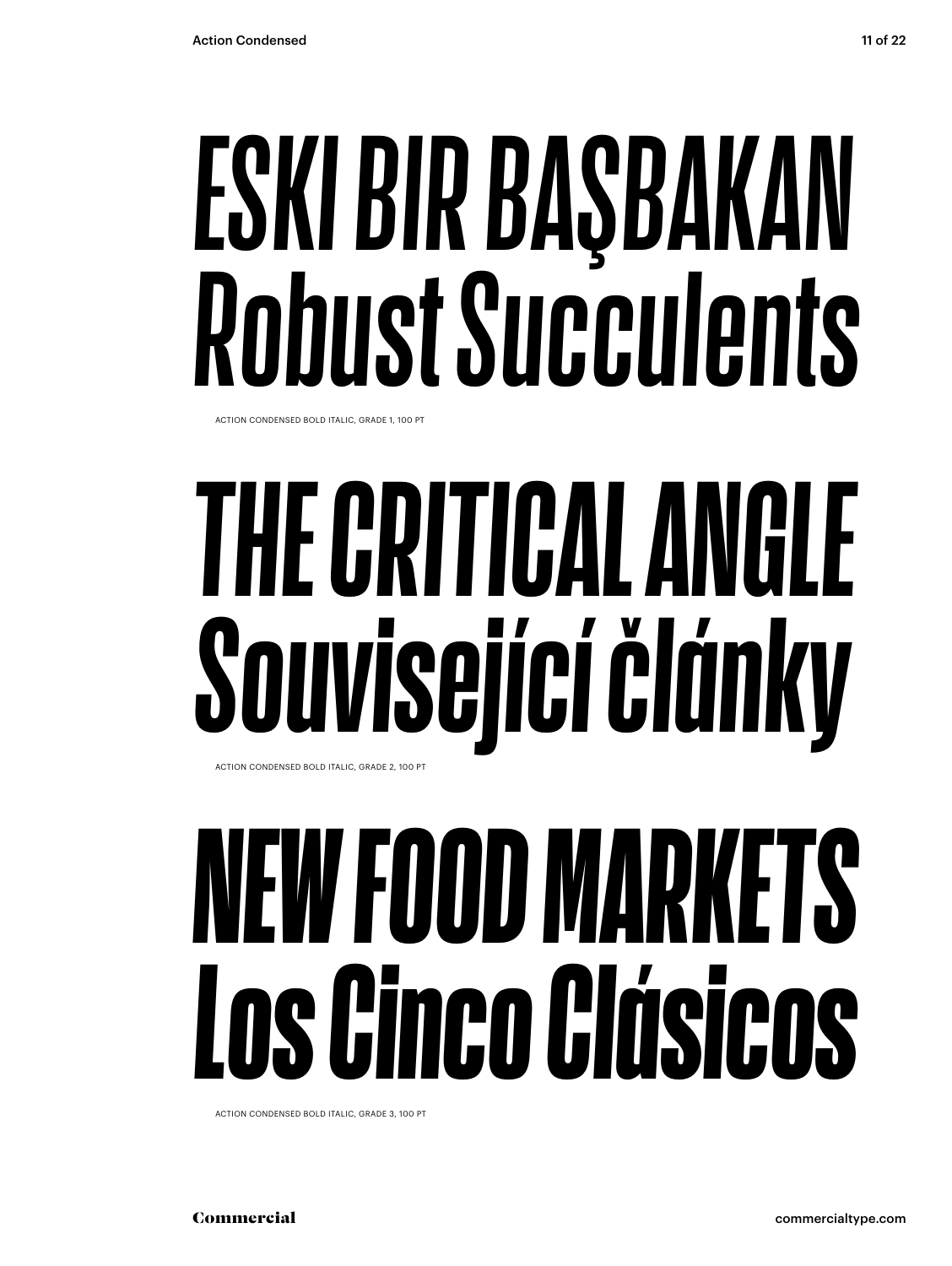*ESKI BIR BAŞBAKAN*
*Robust Succulents*

ACTION CONDENSED BOLD ITALIC, GRADE 1, 100 PT

*THE CRITICAL ANGLE*
*Související články*

ACTION CONDENSED BOLD ITALIC, GRADE 2, 100 PT

*NEW FOOD MARKETS*
*Los Cinco Clásicos*

ACTION CONDENSED BOLD ITALIC, GRADE 3, 100 PT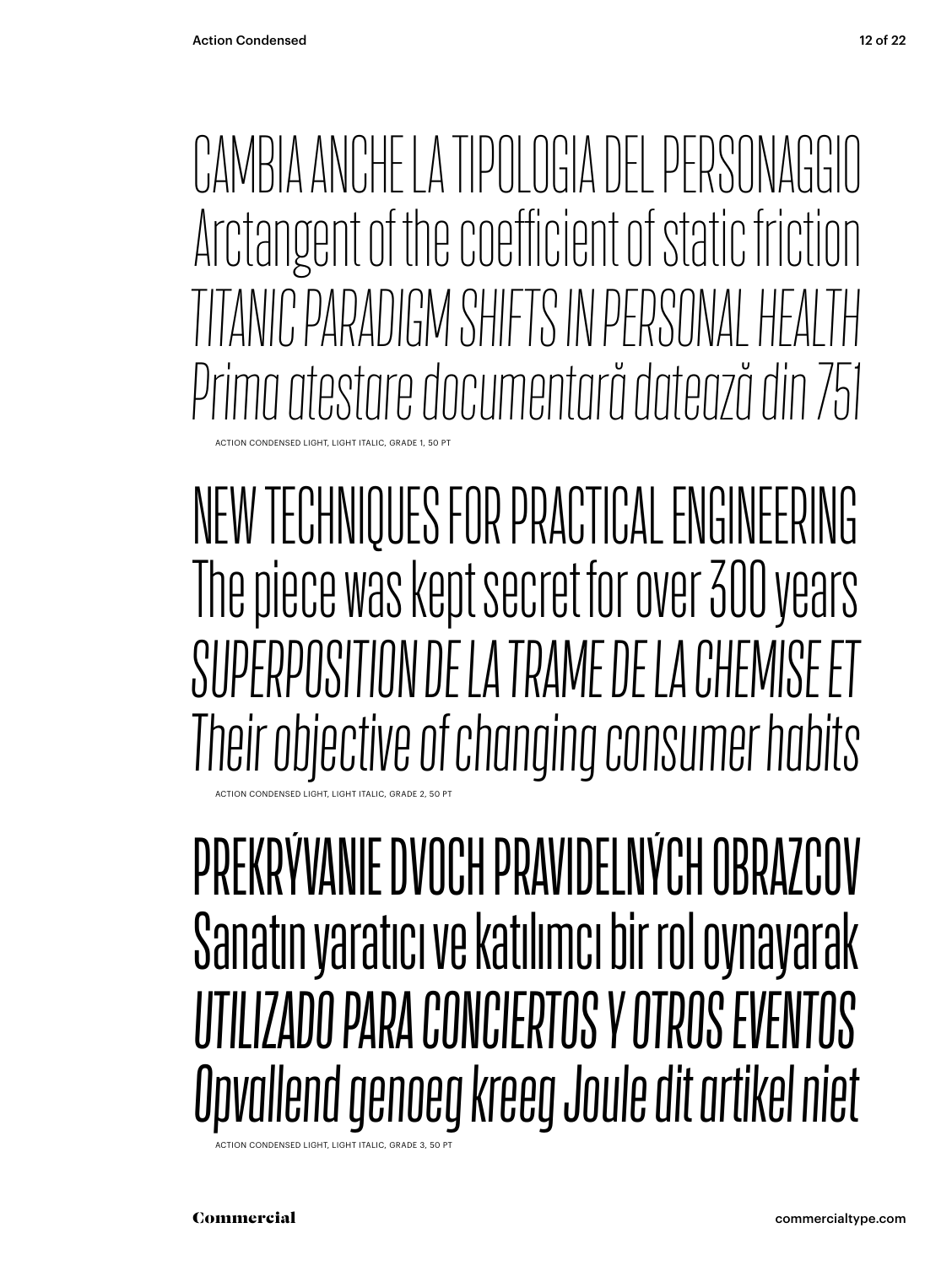CAMBIA ANCHE LA TIPOLOGIA DEL PERSONAGGIO
Arctangent of the coefficient of static friction
*TITANIC PARADIGM SHIFTS IN PERSONAL HEALTH*
*Prima atestare documentară datează din 751*

ACTION CONDENSED LIGHT, LIGHT ITALIC, GRADE 1, 50 PT

NEW TECHNIQUES FOR PRACTICAL ENGINEERING
The piece was kept secret for over 300 years
*SUPERPOSITION DE LA TRAME DE LA CHEMISE ET*
*Their objective of changing consumer habits*

ACTION CONDENSED LIGHT, LIGHT ITALIC, GRADE 2, 50 PT

PREKRÝVANIE DVOCH PRAVIDELNÝCH OBRAZCOV
Sanatın yaratıcı ve katılımcı bir rol oynayarak
*UTILIZADO PARA CONCIERTOS Y OTROS EVENTOS*
*Opvallend genoeg kreeg Joule dit artikel niet*

ACTION CONDENSED LIGHT, LIGHT ITALIC, GRADE 3, 50 PT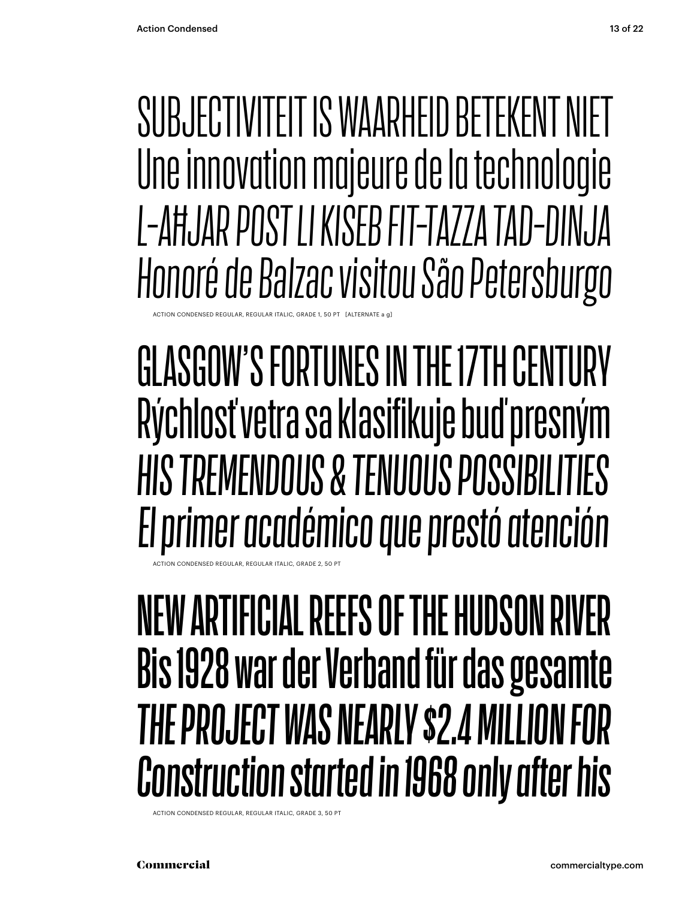SUBJECTIVITEIT IS WAARHEID BETEKENT NIET
Une innovation majeure de la technologie
*L-AĦJAR POST LI KISEB FIT-TAZZA TAD-DINJA*
*Honoré de Balzac visitou São Petersburgo*

ACTION CONDENSED REGULAR, REGULAR ITALIC, GRADE 1, 50 PT [ALTERNATE a g]

GLASGOW'S FORTUNES IN THE 17TH CENTURY
Rýchlosť vetra sa klasifikuje buď presným
*HIS TREMENDOUS & TENUOUS POSSIBILITIES*
*El primer académico que prestó atención*

ACTION CONDENSED REGULAR, REGULAR ITALIC, GRADE 2, 50 PT

NEW ARTIFICIAL REEFS OF THE HUDSON RIVER
Bis 1928 war der Verband für das gesamte
*THE PROJECT WAS NEARLY $2.4 MILLION FOR*
*Construction started in 1968 only after his*

ACTION CONDENSED REGULAR, REGULAR ITALIC, GRADE 3, 50 PT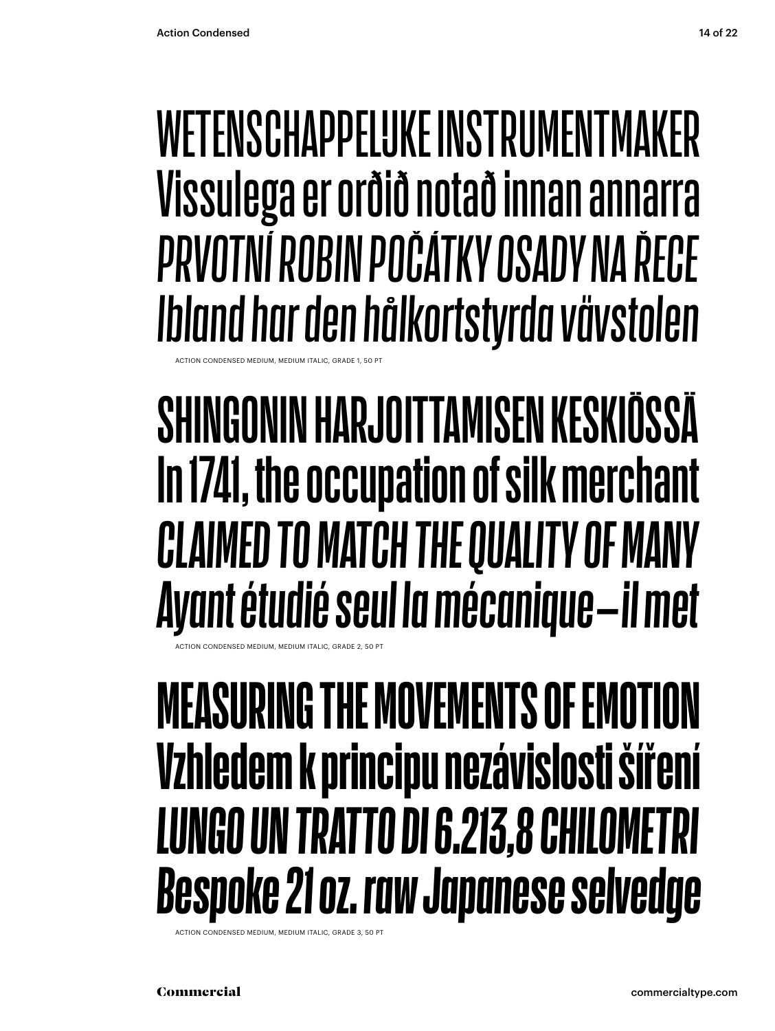WETENSCHAPPELIJKE INSTRUMENTMAKER
Vissulega er orðið notað innan annarra
*PRVOTNÍ ROBIN POČÁTKY OSADY NA ŘECE*
*Ibland har den hålkortstyrda vävstolen*

ACTION CONDENSED MEDIUM, MEDIUM ITALIC, GRADE 1, 50 PT

SHINGONIN HARJOITTAMISEN KESKIÖSSÄ
In 1741, the occupation of silk merchant
*CLAIMED TO MATCH THE QUALITY OF MANY*
*Ayant étudié seul la mécanique – il met*

ACTION CONDENSED MEDIUM, MEDIUM ITALIC, GRADE 2, 50 PT

**MEASURING THE MOVEMENTS OF EMOTION**
**Vzhledem k principu nezávislosti šíření**
***LUNGO UN TRATTO DI 6.213,8 CHILOMETRI***
***Bespoke 21 oz. raw Japanese selvedge***

ACTION CONDENSED MEDIUM, MEDIUM ITALIC, GRADE 3, 50 PT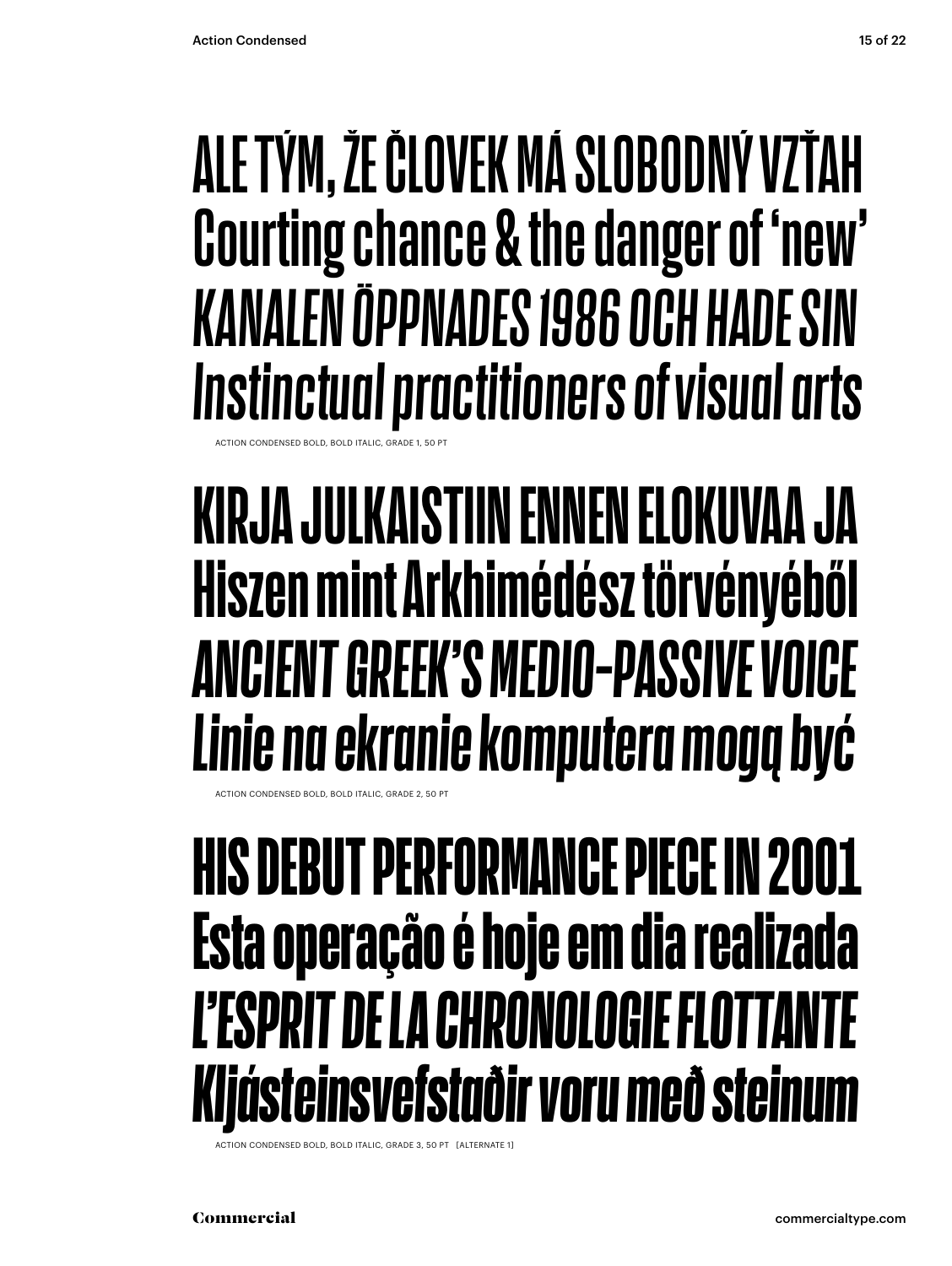ALE TÝM, ŽE ČLOVEK MÁ SLOBODNÝ VZŤAH
Courting chance & the danger of 'new'
*KANALEN ÖPPNADES 1986 OCH HADE SIN*
*Instinctual practitioners of visual arts*

ACTION CONDENSED BOLD, BOLD ITALIC, GRADE 1, 50 PT

KIRJA JULKAISTIIN ENNEN ELOKUVAA JA
Hiszen mint Arkhimédész törvényéből
*ANCIENT GREEK'S MEDIO-PASSIVE VOICE*
*Linie na ekranie komputera mogą być*

ACTION CONDENSED BOLD, BOLD ITALIC, GRADE 2, 50 PT

HIS DEBUT PERFORMANCE PIECE IN 2001
Esta operação é hoje em dia realizada
*L'ESPRIT DE LA CHRONOLOGIE FLOTTANTE*
*Kljásteinsvefstaðir voru með steinum*

ACTION CONDENSED BOLD, BOLD ITALIC, GRADE 3, 50 PT [ALTERNATE 1]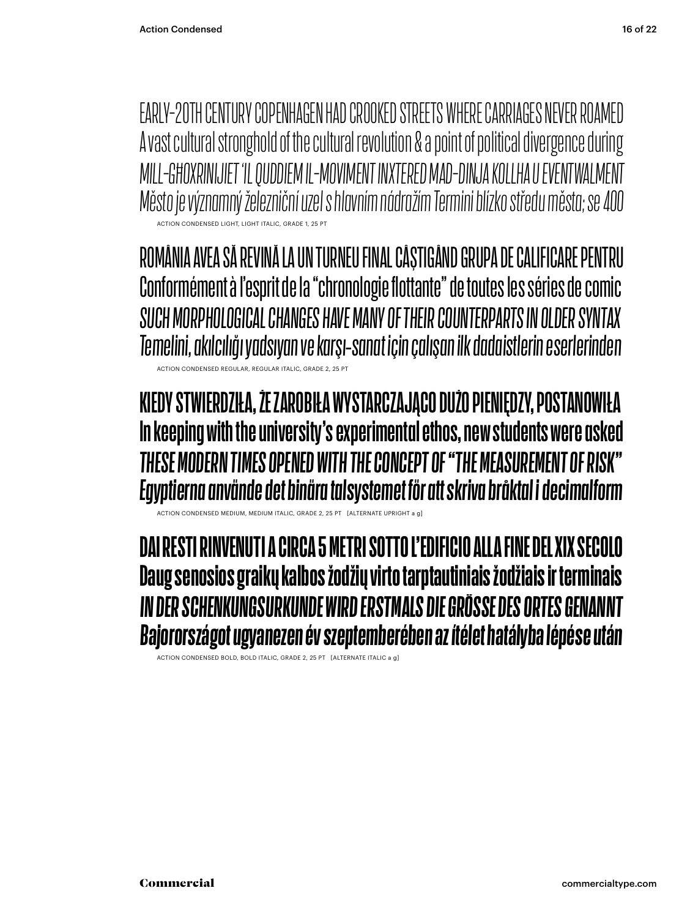EARLY-20TH CENTURY COPENHAGEN HAD CROOKED STREETS WHERE CARRIAGES NEVER ROAMED
A vast cultural stronghold of the cultural revolution & a point of political divergence during
*MILL-GĦOXRINIJIET 'IL QUDDIEM IL-MOVIMENT INXTERED MAD-DINJA KOLLHA U EVENTWALMENT*
*Město je významný železniční uzel s hlavním nádražím Termini blízko středu města; se 400*

ACTION CONDENSED LIGHT, LIGHT ITALIC, GRADE 1, 25 PT

ROMÂNIA AVEA SĂ REVINĂ LA UN TURNEU FINAL CÂȘTIGÂND GRUPA DE CALIFICARE PENTRU
Conformément à l'esprit de la "chronologie flottante" de toutes les séries de comic
*SUCH MORPHOLOGICAL CHANGES HAVE MANY OF THEIR COUNTERPARTS IN OLDER SYNTAX*
*Temelini, akılcılığı yadsıyan ve karşı-sanat için çalışan ilk dadaistlerin eserlerinden*

ACTION CONDENSED REGULAR, REGULAR ITALIC, GRADE 2, 25 PT

**KIEDY STWIERDZIŁA, ŻE ZAROBIŁA WYSTARCZAJĄCO DUŻO PIENIĘDZY, POSTANOWIŁA**
**In keeping with the university's experimental ethos, new students were asked**
***THESE MODERN TIMES OPENED WITH THE CONCEPT OF "THE MEASUREMENT OF RISK"***
***Egyptierna använde det binära talsystemet för att skriva bråktal i decimalform***

ACTION CONDENSED MEDIUM, MEDIUM ITALIC, GRADE 2, 25 PT [ALTERNATE UPRIGHT a g]

**DAI RESTI RINVENUTI A CIRCA 5 METRI SOTTO L'EDIFICIO ALLA FINE DEL XIX SECOLO**
**Daug senosios graikų kalbos žodžių virto tarptautiniais žodžiais ir terminais**
***IN DER SCHENKUNGSURKUNDE WIRD ERSTMALS DIE GRÖSSE DES ORTES GENANNT***
***Bajorországot ugyanezen év szeptemberében az ítélet hatályba lépése után***

ACTION CONDENSED BOLD, BOLD ITALIC, GRADE 2, 25 PT [ALTERNATE ITALIC a g]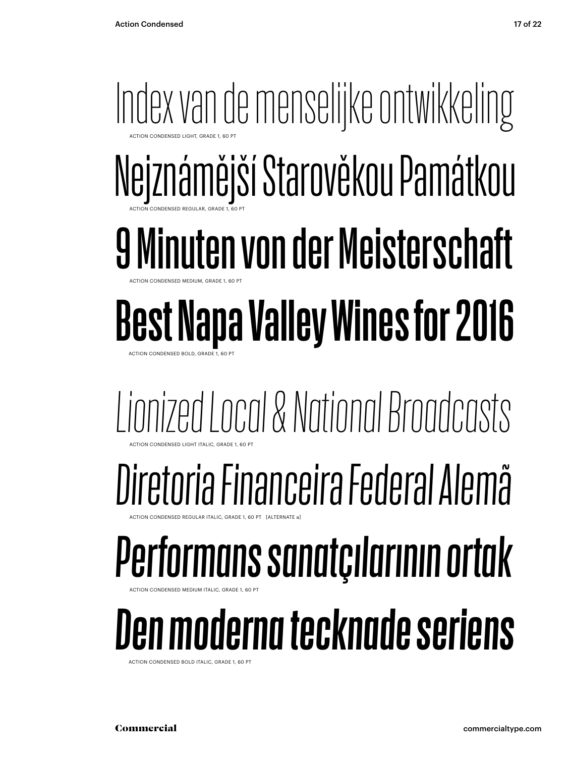Index van de menselijke ontwikkeling

ACTION CONDENSED LIGHT, GRADE 1, 60 PT

Nejznámější Starověkou Památkou

ACTION CONDENSED REGULAR, GRADE 1, 60 PT

9 Minuten von der Meisterschaft

ACTION CONDENSED MEDIUM, GRADE 1, 60 PT

**Best Napa Valley Wines for 2016**

ACTION CONDENSED BOLD, GRADE 1, 60 PT

*Lionized Local & National Broadcasts*

ACTION CONDENSED LIGHT ITALIC, GRADE 1, 60 PT

*Diretoria Financeira Federal Alemã*

ACTION CONDENSED REGULAR ITALIC, GRADE 1, 60 PT [ALTERNATE a]

*Performans sanatçılarının ortak*

ACTION CONDENSED MEDIUM ITALIC, GRADE 1, 60 PT

***Den moderna tecknade seriens***

ACTION CONDENSED BOLD ITALIC, GRADE 1, 60 PT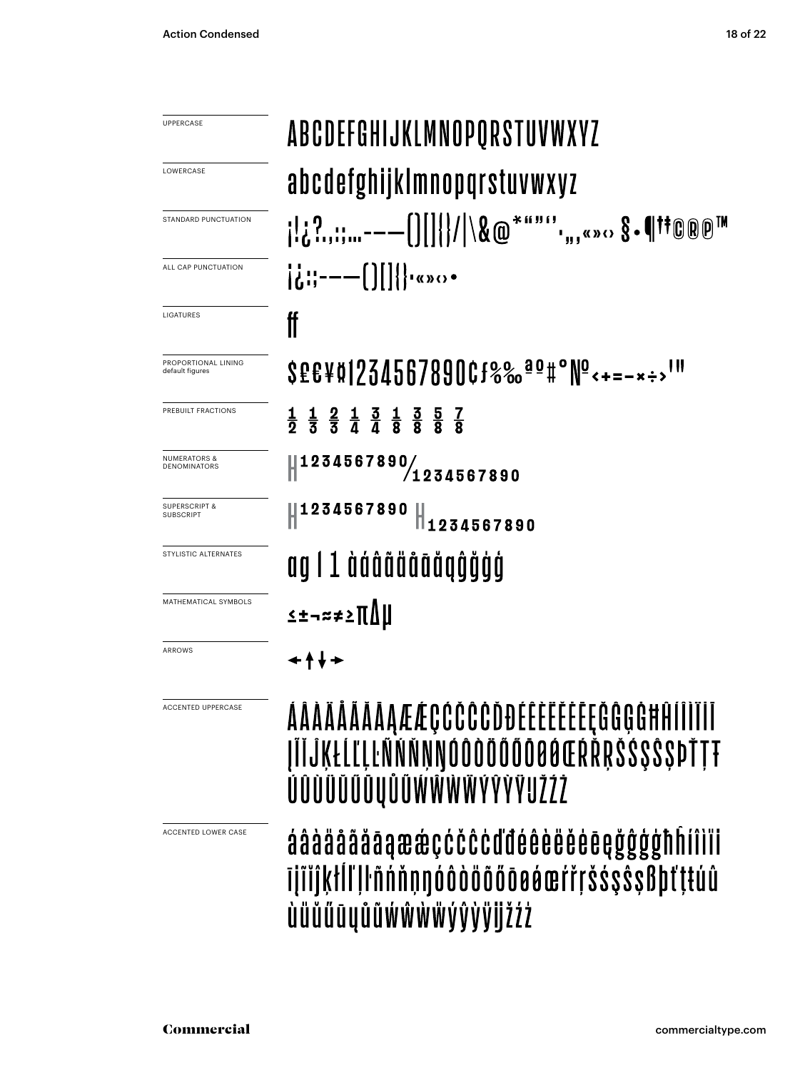UPPERCASE

ABCDEFGHIJKLMNOPQRSTUVWXYZ

LOWERCASE

abcdefghijklmnopqrstuvwxyz

STANDARD PUNCTUATION

¡!¿?.,:;…-–—()[]{}/|\&@*“”‘’‚„‚«»‹› §•¶†‡©®℗™

ALL CAP PUNCTUATION

¡¿:;-–—()[]{}·«»‹›•

LIGATURES

ff

PROPORTIONAL LINING default figures

$£€¥¤1234567890¢ƒ%‰ªº#°№<+=-×÷>'"

PREBUILT FRACTIONS

½ ⅓ ⅔ ¼ ¾ ⅛ ⅜ ⅝ ⅞

NUMERATORS & DENOMINATORS

H1234567890/1234567890

SUPERSCRIPT & SUBSCRIPT

H1234567890 H1234567890

STYLISTIC ALTERNATES

ag I 1 àáâãäåāăąĝğġģ

MATHEMATICAL SYMBOLS

≤±¬≈≠≥πΔµ

ARROWS

←↑↓→

ACCENTED UPPERCASE

ÁÂÀÄÅÃĂĀĄÆǼÇĆČĈĊĎĐÉÊÈËĚĖĒĘĞĜĢĠĦĤÍÎÌÏĪĮĨĬĴĶŁĹĽĻĿÑŃŇŅŊÓÔÒÖÕŐŌØǾŒŔŘŖŠŚŞŜȘÞŤŢŦÚÛÙÜŬŰŪŲŮŨẂŴẀẄÝŶỲŸĲŽŹŻ

ACCENTED LOWER CASE

áâàäåãăāąæǽçćčĉċďđéêèëěėēęğĝģġħĥíîìïīįĩĭĵķłĺľļŀñńňņŋóôòöõőōøǿœŕřŗšśşŝșßþťţŧúûùüŭűūųůũẃŵẁẅýŷỳÿĳžźż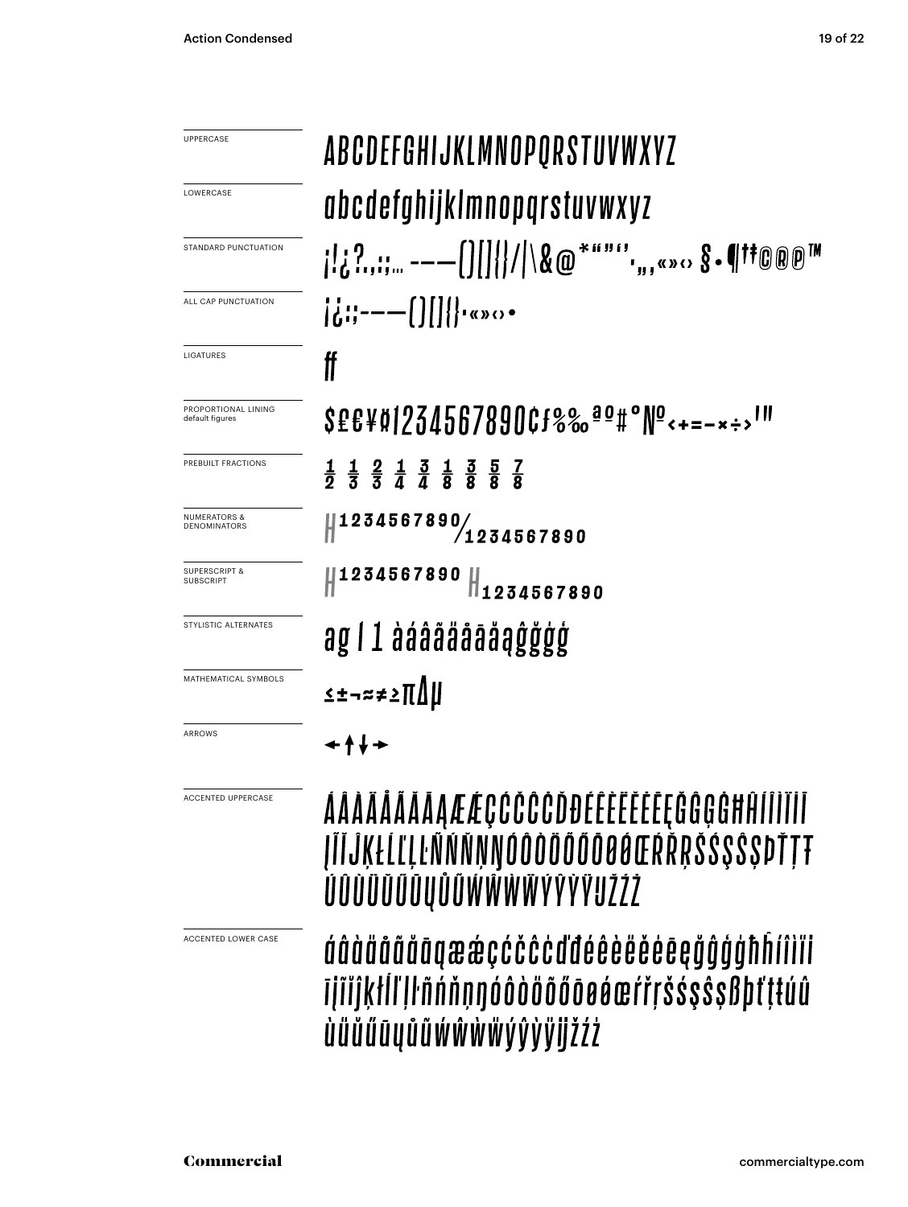UPPERCASE

ABCDEFGHIJKLMNOPQRSTUVWXYZ

LOWERCASE

abcdefghijklmnopqrstuvwxyz

STANDARD PUNCTUATION

¡!¿?.,:;… -–—()[]{}/|\&@*“”‘’·‚„‹«»› §•¶†‡©®℗™

ALL CAP PUNCTUATION

¡¿:;-–—()[]{}·«»‹›•

LIGATURES

ff

PROPORTIONAL LINING default figures

$£€¥¤1234567890¢ƒ%‰ªº#°№<+=−×÷>'"

PREBUILT FRACTIONS

½ ⅓ ⅔ ¼ ¾ ⅛ ⅜ ⅝ ⅞

NUMERATORS & DENOMINATORS

H1234567890/1234567890

SUPERSCRIPT & SUBSCRIPT

H1234567890 H1234567890

STYLISTIC ALTERNATES

ag l 1 àáâãäåāăąĝğġģ

MATHEMATICAL SYMBOLS

≤±¬≈≠≥πΔµ

ARROWS

←↑↓→

ACCENTED UPPERCASE

ÁÂÀÄÅÃĂĀĄÆǼÇĆČĈĊĎĐÉÊÈËĚĖĒĘĞĜĢĠĦĤÍÎÌÏĪĮĨĬĴĶŁĹĽĻĿÑŃŇŅŊÓÔÒÖÕŐŌØǾŒŔŘŖŠŚŞŜȘÞŤŢŦÚÛÙÜŬŰŪŲŮŨẂŴẀẄÝŶỲŸĲŽŹŻ

ACCENTED LOWER CASE

áâàäåãăāąæǽçćčĉċďđéêèëěėēęğĝģġħĥíîìïīįĩĭĵķłĺľļŀñńňņŋóôòöõőōøǿœŕřŗšśşŝșßþťţŧúûùüŭűūųůũẃŵẁẅýŷỳÿĳžźż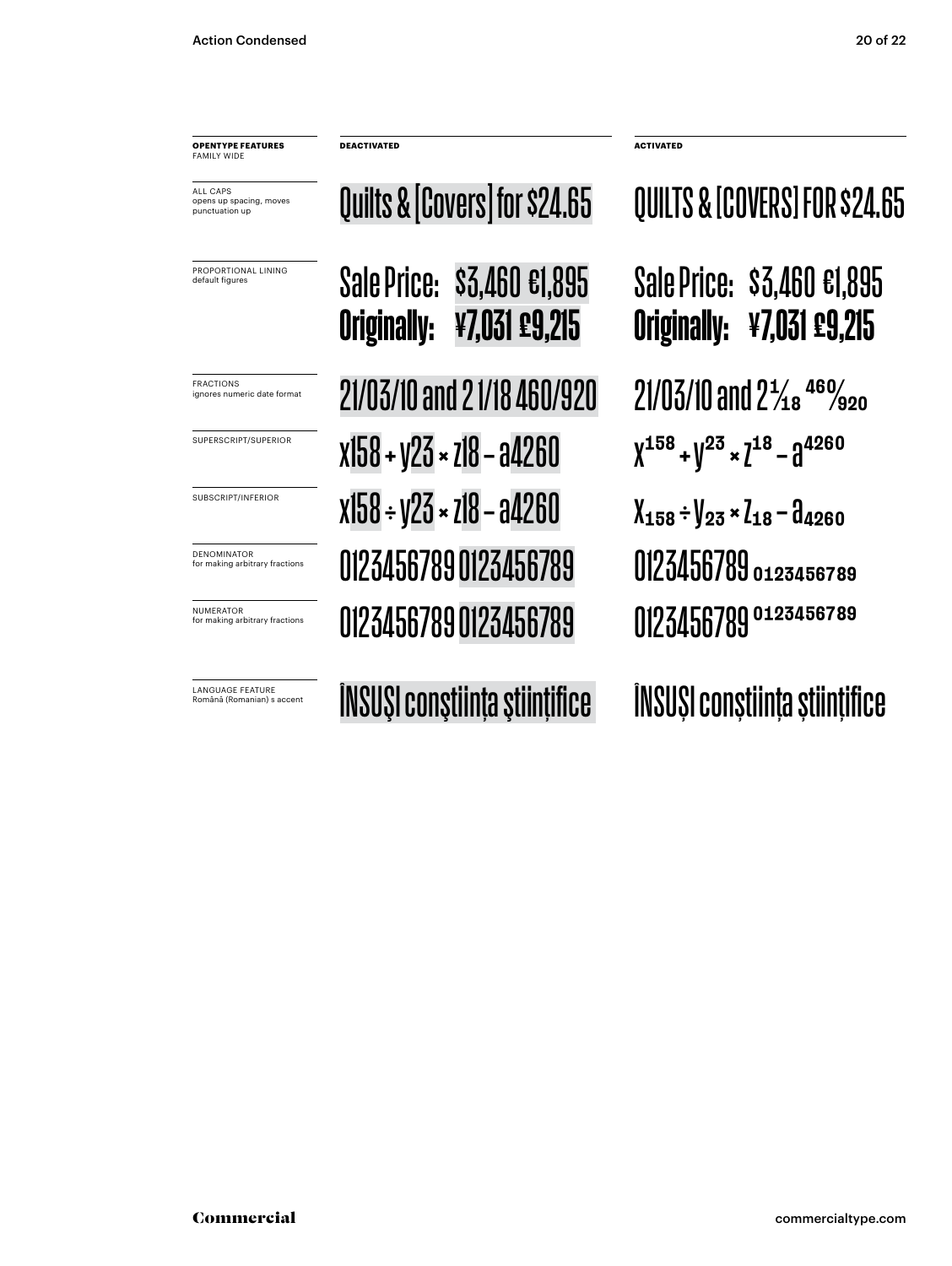| **OPENTYPE FEATURES** FAMILY WIDE | **DEACTIVATED** | **ACTIVATED** |
| --- | --- | --- |
| ALL CAPS opens up spacing, moves punctuation up | Quilts & [Covers] for $24.65 | QUILTS & [COVERS] FOR $24.65 |
| PROPORTIONAL LINING default figures | Sale Price: $3,460 €1,895 **Originally: ¥7,031 £9,215** | Sale Price: $3,460 €1,895 **Originally: ¥7,031 £9,215** |
| FRACTIONS ignores numeric date format | 21/03/10 and 2 1/18 460/920 | 21/03/10 and 2 1⁄18 460⁄920 |
| SUPERSCRIPT/SUPERIOR | x158 + y23 × z18 – a4260 | $x^{158} + y^{23} \times z^{18} - a^{4260}$ |
| SUBSCRIPT/INFERIOR | x158 ÷ y23 × z18 – a4260 | $x_{158} \div y_{23} \times z_{18} - a_{4260}$ |
| DENOMINATOR for making arbitrary fractions | 0123456789 0123456789 | 0123456789 $_{0123456789}$ |
| NUMERATOR for making arbitrary fractions | 0123456789 0123456789 | 0123456789 $^{0123456789}$ |
| LANGUAGE FEATURE Română (Romanian) s accent | ÎNSUŞI conştiinţa ştiinţifice | ÎNSUȘI conștiința științifice |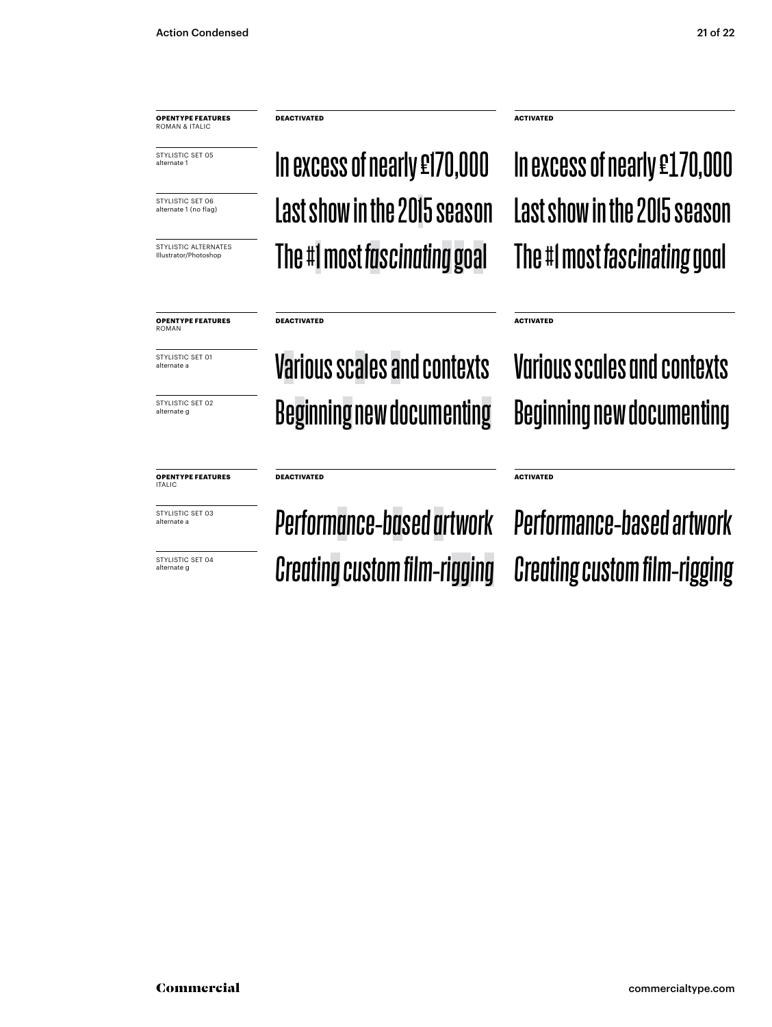| **OPENTYPE FEATURES** ROMAN & ITALIC | **DEACTIVATED** | **ACTIVATED** |
| --- | --- | --- |
| STYLISTIC SET 05 alternate 1 | In excess of nearly £170,000 | In excess of nearly £170,000 |
| STYLISTIC SET 06 alternate 1 (no flag) | Last show in the 2015 season | Last show in the 2015 season |
| STYLISTIC ALTERNATES Illustrator/Photoshop | The #1 most *fascinating* goal | The #1 most *fascinating* goal |

| **OPENTYPE FEATURES** ROMAN | **DEACTIVATED** | **ACTIVATED** |
| --- | --- | --- |
| STYLISTIC SET 01 alternate a | Various scales and contexts | Various scales and contexts |
| STYLISTIC SET 02 alternate g | Beginning new documenting | Beginning new documenting |

| **OPENTYPE FEATURES** ITALIC | **DEACTIVATED** | **ACTIVATED** |
| --- | --- | --- |
| STYLISTIC SET 03 alternate a | *Performance-based artwork* | *Performance-based artwork* |
| STYLISTIC SET 04 alternate g | *Creating custom film-rigging* | *Creating custom film-rigging* |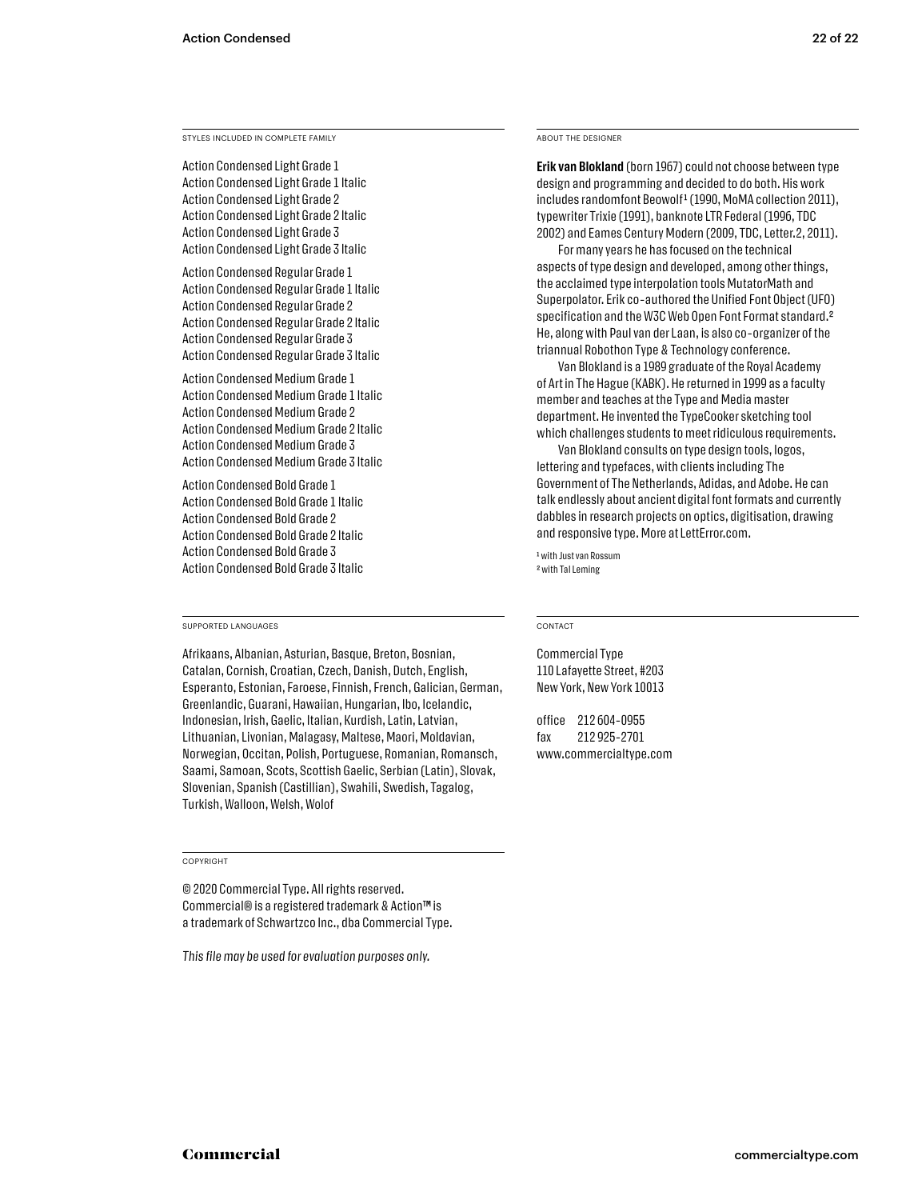## STYLES INCLUDED IN COMPLETE FAMILY

Action Condensed Light Grade 1
Action Condensed Light Grade 1 Italic
Action Condensed Light Grade 2
Action Condensed Light Grade 2 Italic
Action Condensed Light Grade 3
Action Condensed Light Grade 3 Italic

Action Condensed Regular Grade 1
Action Condensed Regular Grade 1 Italic
Action Condensed Regular Grade 2
Action Condensed Regular Grade 2 Italic
Action Condensed Regular Grade 3
Action Condensed Regular Grade 3 Italic

Action Condensed Medium Grade 1
Action Condensed Medium Grade 1 Italic
Action Condensed Medium Grade 2
Action Condensed Medium Grade 2 Italic
Action Condensed Medium Grade 3
Action Condensed Medium Grade 3 Italic

Action Condensed Bold Grade 1
Action Condensed Bold Grade 1 Italic
Action Condensed Bold Grade 2
Action Condensed Bold Grade 2 Italic
Action Condensed Bold Grade 3
Action Condensed Bold Grade 3 Italic

## SUPPORTED LANGUAGES

Afrikaans, Albanian, Asturian, Basque, Breton, Bosnian, Catalan, Cornish, Croatian, Czech, Danish, Dutch, English, Esperanto, Estonian, Faroese, Finnish, French, Galician, German, Greenlandic, Guarani, Hawaiian, Hungarian, Ibo, Icelandic, Indonesian, Irish, Gaelic, Italian, Kurdish, Latin, Latvian, Lithuanian, Livonian, Malagasy, Maltese, Maori, Moldavian, Norwegian, Occitan, Polish, Portuguese, Romanian, Romansch, Saami, Samoan, Scots, Scottish Gaelic, Serbian (Latin), Slovak, Slovenian, Spanish (Castillian), Swahili, Swedish, Tagalog, Turkish, Walloon, Welsh, Wolof

## COPYRIGHT

© 2020 Commercial Type. All rights reserved.
Commercial® is a registered trademark & Action™ is a trademark of Schwartzco Inc., dba Commercial Type.

*This file may be used for evaluation purposes only.*

## ABOUT THE DESIGNER

**Erik van Blokland** (born 1967) could not choose between type design and programming and decided to do both. His work includes randomfont Beowolf[1] (1990, MoMA collection 2011), typewriter Trixie (1991), banknote LTR Federal (1996, TDC 2002) and Eames Century Modern (2009, TDC, Letter.2, 2011).

For many years he has focused on the technical aspects of type design and developed, among other things, the acclaimed type interpolation tools MutatorMath and Superpolator. Erik co-authored the Unified Font Object (UFO) specification and the W3C Web Open Font Format standard.[2] He, along with Paul van der Laan, is also co-organizer of the triannual Robothon Type & Technology conference.

Van Blokland is a 1989 graduate of the Royal Academy of Art in The Hague (KABK). He returned in 1999 as a faculty member and teaches at the Type and Media master department. He invented the TypeCooker sketching tool which challenges students to meet ridiculous requirements.

Van Blokland consults on type design tools, logos, lettering and typefaces, with clients including The Government of The Netherlands, Adidas, and Adobe. He can talk endlessly about ancient digital font formats and currently dabbles in research projects on optics, digitisation, drawing and responsive type. More at LettError.com.

[1] with Just van Rossum
[2] with Tal Leming

## CONTACT

Commercial Type
110 Lafayette Street, #203
New York, New York 10013

office 212 604-0955
fax 212 925-2701
www.commercialtype.com